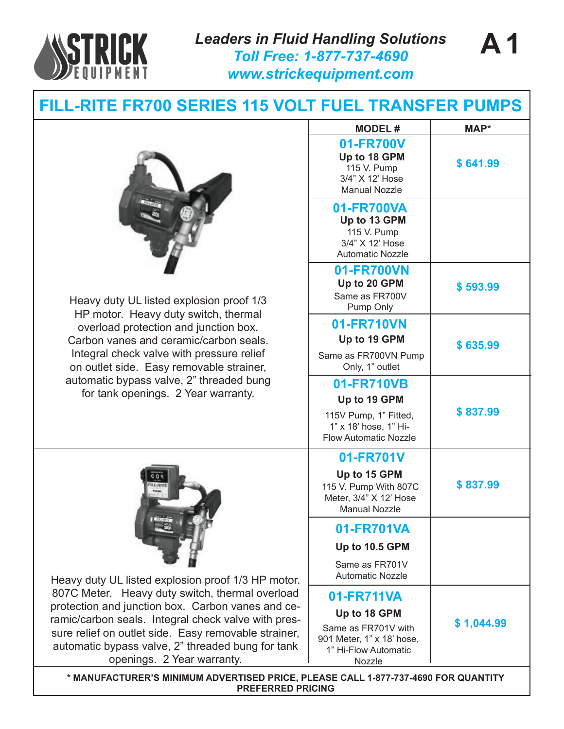**STRICK EQUIPMENT**

*Leaders in Fluid Handling Solutions*
*Toll Free: 1-877-737-4690*
*www.strickequipment.com*

**A 1**

# FILL-RITE FR700 SERIES 115 VOLT FUEL TRANSFER PUMPS

Heavy duty UL listed explosion proof 1/3 HP motor. Heavy duty switch, thermal overload protection and junction box. Carbon vanes and ceramic/carbon seals. Integral check valve with pressure relief on outlet side. Easy removable strainer, automatic bypass valve, 2" threaded bung for tank openings. 2 Year warranty.

| MODEL # | MAP* |
|---|---|
| **01-FR700V** **Up to 18 GPM** 115 V. Pump 3/4" X 12' Hose Manual Nozzle | $ 641.99 |
| **01-FR700VA** **Up to 13 GPM** 115 V. Pump 3/4" X 12' Hose Automatic Nozzle | |
| **01-FR700VN** **Up to 20 GPM** Same as FR700V Pump Only | $ 593.99 |
| **01-FR710VN** **Up to 19 GPM** Same as FR700VN Pump Only, 1" outlet | $ 635.99 |
| **01-FR710VB** **Up to 19 GPM** 115V Pump, 1" Fitted, 1" x 18' hose, 1" Hi-Flow Automatic Nozzle | $ 837.99 |

Heavy duty UL listed explosion proof 1/3 HP motor. 807C Meter. Heavy duty switch, thermal overload protection and junction box. Carbon vanes and ceramic/carbon seals. Integral check valve with pressure relief on outlet side. Easy removable strainer, automatic bypass valve, 2" threaded bung for tank openings. 2 Year warranty.

| MODEL # | MAP* |
|---|---|
| **01-FR701V** **Up to 15 GPM** 115 V. Pump With 807C Meter, 3/4" X 12' Hose Manual Nozzle | $ 837.99 |
| **01-FR701VA** **Up to 10.5 GPM** Same as FR701V Automatic Nozzle | |
| **01-FR711VA** **Up to 18 GPM** Same as FR701V with 901 Meter, 1" x 18' hose, 1" Hi-Flow Automatic Nozzle | $ 1,044.99 |

**\* MANUFACTURER'S MINIMUM ADVERTISED PRICE, PLEASE CALL 1-877-737-4690 FOR QUANTITY PREFERRED PRICING**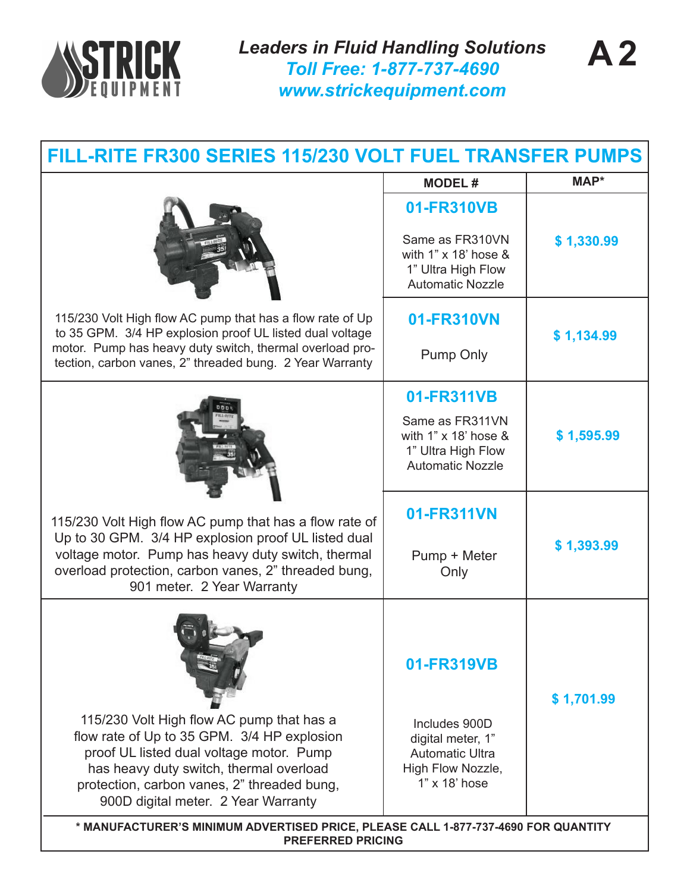Leaders in Fluid Handling Solutions
Toll Free: 1-877-737-4690
www.strickequipment.com

**A 2**

## FILL-RITE FR300 SERIES 115/230 VOLT FUEL TRANSFER PUMPS

| | MODEL # | MAP* |
|---|---|---|
| | **01-FR310VB** Same as FR310VN with 1" x 18' hose & 1" Ultra High Flow Automatic Nozzle | **$ 1,330.99** |
| 115/230 Volt High flow AC pump that has a flow rate of Up to 35 GPM. 3/4 HP explosion proof UL listed dual voltage motor. Pump has heavy duty switch, thermal overload protection, carbon vanes, 2" threaded bung. 2 Year Warranty | **01-FR310VN** Pump Only | **$ 1,134.99** |
| | **01-FR311VB** Same as FR311VN with 1" x 18' hose & 1" Ultra High Flow Automatic Nozzle | **$ 1,595.99** |
| 115/230 Volt High flow AC pump that has a flow rate of Up to 30 GPM. 3/4 HP explosion proof UL listed dual voltage motor. Pump has heavy duty switch, thermal overload protection, carbon vanes, 2" threaded bung, 901 meter. 2 Year Warranty | **01-FR311VN** Pump + Meter Only | **$ 1,393.99** |
| 115/230 Volt High flow AC pump that has a flow rate of Up to 35 GPM. 3/4 HP explosion proof UL listed dual voltage motor. Pump has heavy duty switch, thermal overload protection, carbon vanes, 2" threaded bung, 900D digital meter. 2 Year Warranty | **01-FR319VB** Includes 900D digital meter, 1" Automatic Ultra High Flow Nozzle, 1" x 18' hose | **$ 1,701.99** |

**\* MANUFACTURER'S MINIMUM ADVERTISED PRICE, PLEASE CALL 1-877-737-4690 FOR QUANTITY PREFERRED PRICING**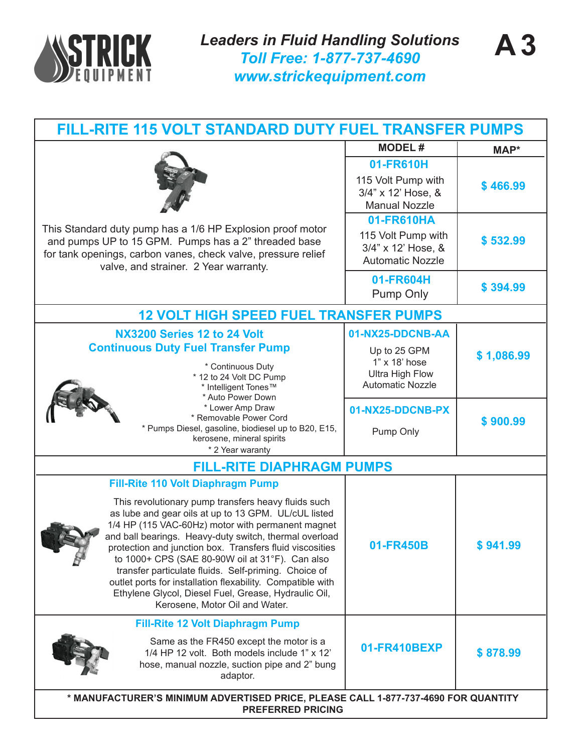# FILL-RITE 115 VOLT STANDARD DUTY FUEL TRANSFER PUMPS

This Standard duty pump has a 1/6 HP Explosion proof motor and pumps UP to 15 GPM. Pumps has a 2" threaded base for tank openings, carbon vanes, check valve, pressure relief valve, and strainer. 2 Year warranty.

| MODEL # | MAP* |
|---|---|
| **01-FR610H** 115 Volt Pump with 3/4" x 12' Hose, & Manual Nozzle | $ 466.99 |
| **01-FR610HA** 115 Volt Pump with 3/4" x 12' Hose, & Automatic Nozzle | $ 532.99 |
| **01-FR604H** Pump Only | $ 394.99 |

## 12 VOLT HIGH SPEED FUEL TRANSFER PUMPS

### NX3200 Series 12 to 24 Volt Continuous Duty Fuel Transfer Pump

* Continuous Duty
* 12 to 24 Volt DC Pump
* Intelligent Tones™
* Auto Power Down
* Lower Amp Draw
* Removable Power Cord
* Pumps Diesel, gasoline, biodiesel up to B20, E15, kerosene, mineral spirits
* 2 Year waranty

| MODEL # | MAP* |
|---|---|
| **01-NX25-DDCNB-AA** Up to 25 GPM 1" x 18' hose Ultra High Flow Automatic Nozzle | $ 1,086.99 |
| **01-NX25-DDCNB-PX** Pump Only | $ 900.99 |

## FILL-RITE DIAPHRAGM PUMPS

### Fill-Rite 110 Volt Diaphragm Pump

This revolutionary pump transfers heavy fluids such as lube and gear oils at up to 13 GPM. UL/cUL listed 1/4 HP (115 VAC-60Hz) motor with permanent magnet and ball bearings. Heavy-duty switch, thermal overload protection and junction box. Transfers fluid viscosities to 1000+ CPS (SAE 80-90W oil at 31°F). Can also transfer particulate fluids. Self-priming. Choice of outlet ports for installation flexability. Compatible with Ethylene Glycol, Diesel Fuel, Grease, Hydraulic Oil, Kerosene, Motor Oil and Water.

| MODEL # | MAP* |
|---|---|
| **01-FR450B** | $ 941.99 |

### Fill-Rite 12 Volt Diaphragm Pump

Same as the FR450 except the motor is a 1/4 HP 12 volt. Both models include 1" x 12' hose, manual nozzle, suction pipe and 2" bung adaptor.

| MODEL # | MAP* |
|---|---|
| **01-FR410BEXP** | $ 878.99 |

**\* MANUFACTURER'S MINIMUM ADVERTISED PRICE, PLEASE CALL 1-877-737-4690 FOR QUANTITY PREFERRED PRICING**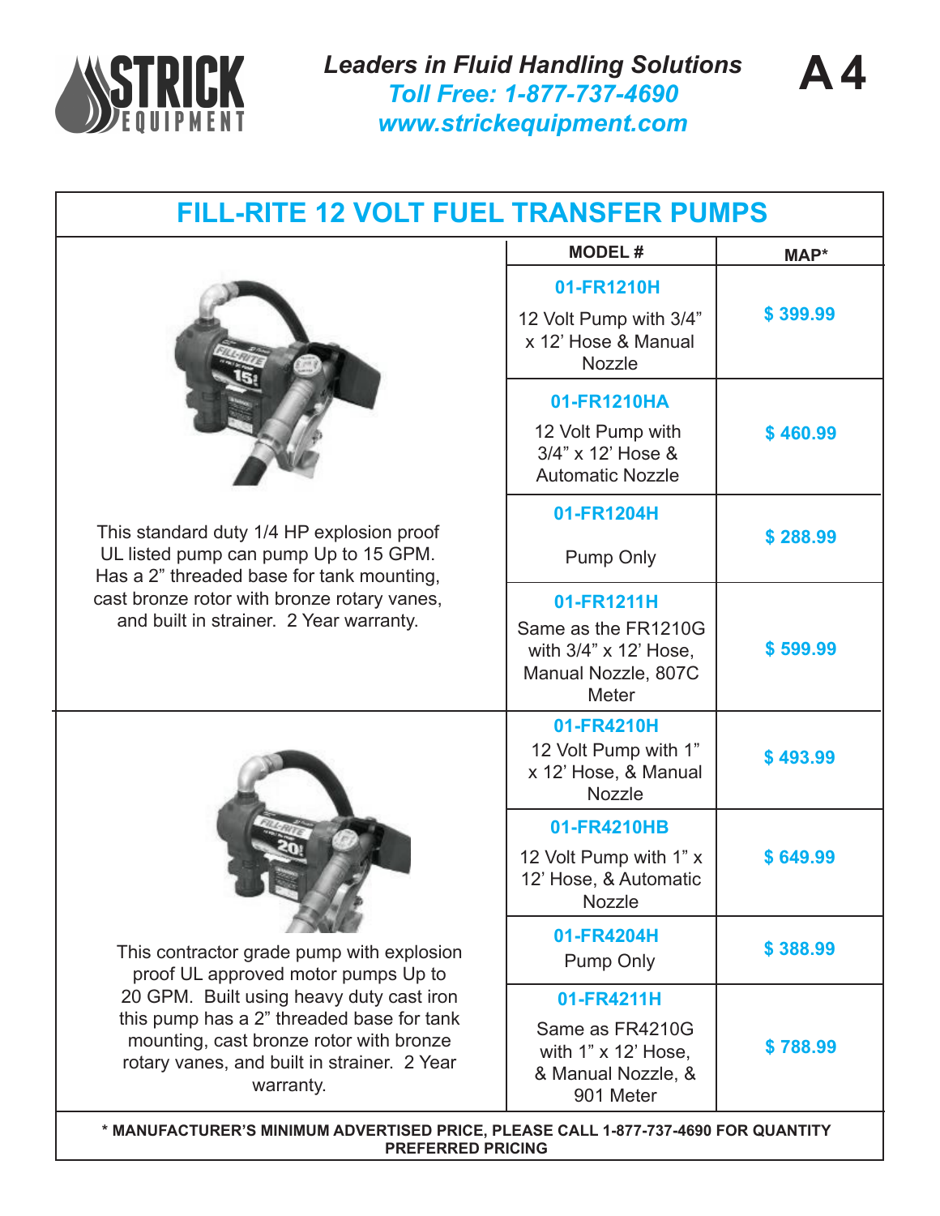Leaders in Fluid Handling Solutions
Toll Free: 1-877-737-4690
www.strickequipment.com

# FILL-RITE 12 VOLT FUEL TRANSFER PUMPS

| Description | MODEL # | MAP* |
|---|---|---|
| This standard duty 1/4 HP explosion proof UL listed pump can pump Up to 15 GPM. Has a 2” threaded base for tank mounting, cast bronze rotor with bronze rotary vanes, and built in strainer. 2 Year warranty. | **01-FR1210H**<br>12 Volt Pump with 3/4” x 12’ Hose & Manual Nozzle | $ 399.99 |
| | **01-FR1210HA**<br>12 Volt Pump with 3/4” x 12’ Hose & Automatic Nozzle | $ 460.99 |
| | **01-FR1204H**<br>Pump Only | $ 288.99 |
| | **01-FR1211H**<br>Same as the FR1210G with 3/4” x 12’ Hose, Manual Nozzle, 807C Meter | $ 599.99 |
| This contractor grade pump with explosion proof UL approved motor pumps Up to 20 GPM. Built using heavy duty cast iron this pump has a 2” threaded base for tank mounting, cast bronze rotor with bronze rotary vanes, and built in strainer. 2 Year warranty. | **01-FR4210H**<br>12 Volt Pump with 1” x 12’ Hose, & Manual Nozzle | $ 493.99 |
| | **01-FR4210HB**<br>12 Volt Pump with 1” x 12’ Hose, & Automatic Nozzle | $ 649.99 |
| | **01-FR4204H**<br>Pump Only | $ 388.99 |
| | **01-FR4211H**<br>Same as FR4210G with 1” x 12’ Hose, & Manual Nozzle, & 901 Meter | $ 788.99 |

**\* MANUFACTURER’S MINIMUM ADVERTISED PRICE, PLEASE CALL 1-877-737-4690 FOR QUANTITY PREFERRED PRICING**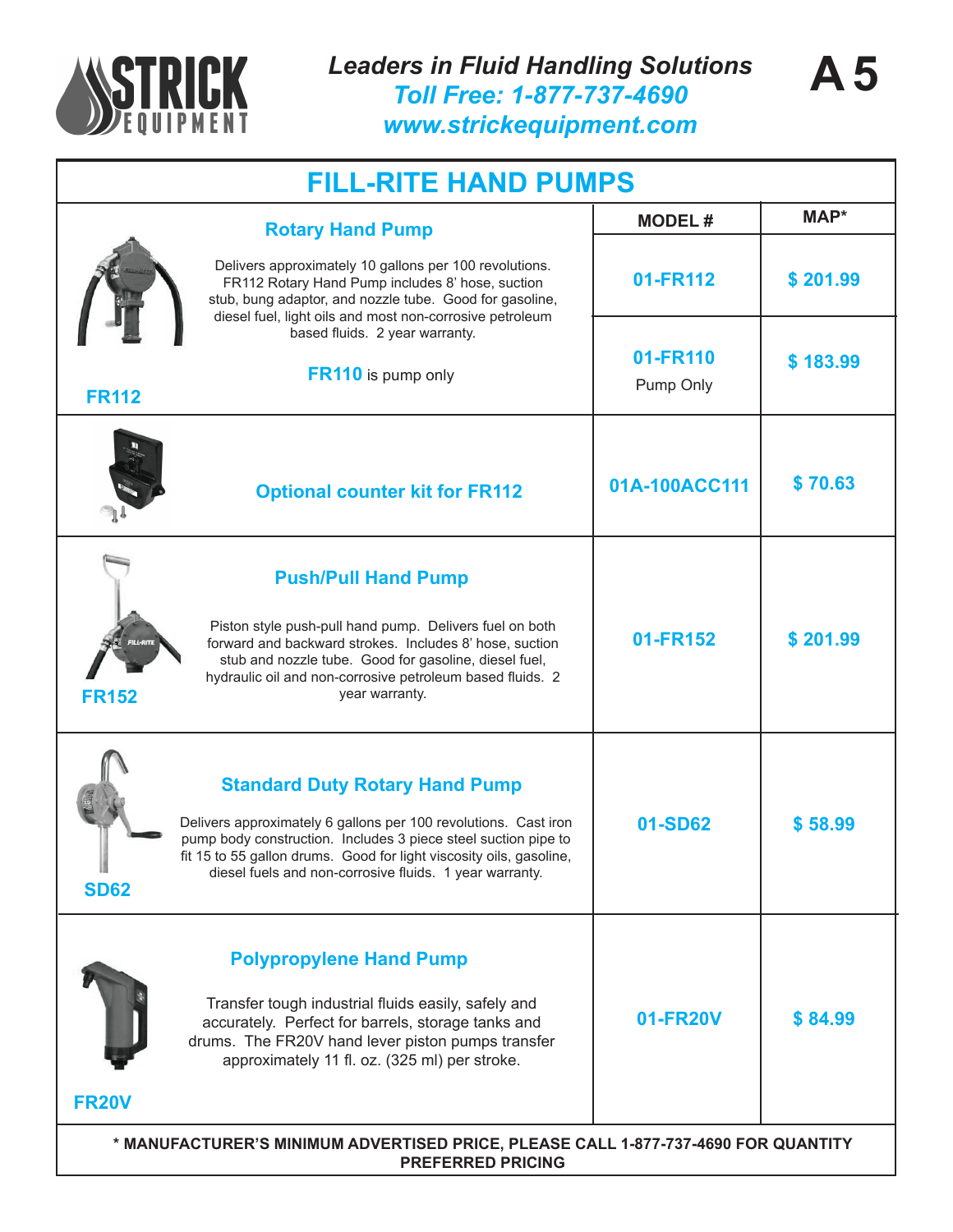**Leaders in Fluid Handling Solutions**
**Toll Free: 1-877-737-4690**
**www.strickequipment.com**

# FILL-RITE HAND PUMPS

| Product | MODEL # | MAP* |
|---|---|---|
| **FR112** — **Rotary Hand Pump** Delivers approximately 10 gallons per 100 revolutions. FR112 Rotary Hand Pump includes 8' hose, suction stub, bung adaptor, and nozzle tube. Good for gasoline, diesel fuel, light oils and most non-corrosive petroleum based fluids. 2 year warranty. | 01-FR112 | $ 201.99 |
| **FR110** is pump only | 01-FR110 Pump Only | $ 183.99 |
| **Optional counter kit for FR112** | 01A-100ACC111 | $ 70.63 |
| **FR152** — **Push/Pull Hand Pump** Piston style push-pull hand pump. Delivers fuel on both forward and backward strokes. Includes 8' hose, suction stub and nozzle tube. Good for gasoline, diesel fuel, hydraulic oil and non-corrosive petroleum based fluids. 2 year warranty. | 01-FR152 | $ 201.99 |
| **SD62** — **Standard Duty Rotary Hand Pump** Delivers approximately 6 gallons per 100 revolutions. Cast iron pump body construction. Includes 3 piece steel suction pipe to fit 15 to 55 gallon drums. Good for light viscosity oils, gasoline, diesel fuels and non-corrosive fluids. 1 year warranty. | 01-SD62 | $ 58.99 |
| **FR20V** — **Polypropylene Hand Pump** Transfer tough industrial fluids easily, safely and accurately. Perfect for barrels, storage tanks and drums. The FR20V hand lever piston pumps transfer approximately 11 fl. oz. (325 ml) per stroke. | 01-FR20V | $ 84.99 |

**\* MANUFACTURER'S MINIMUM ADVERTISED PRICE, PLEASE CALL 1-877-737-4690 FOR QUANTITY PREFERRED PRICING**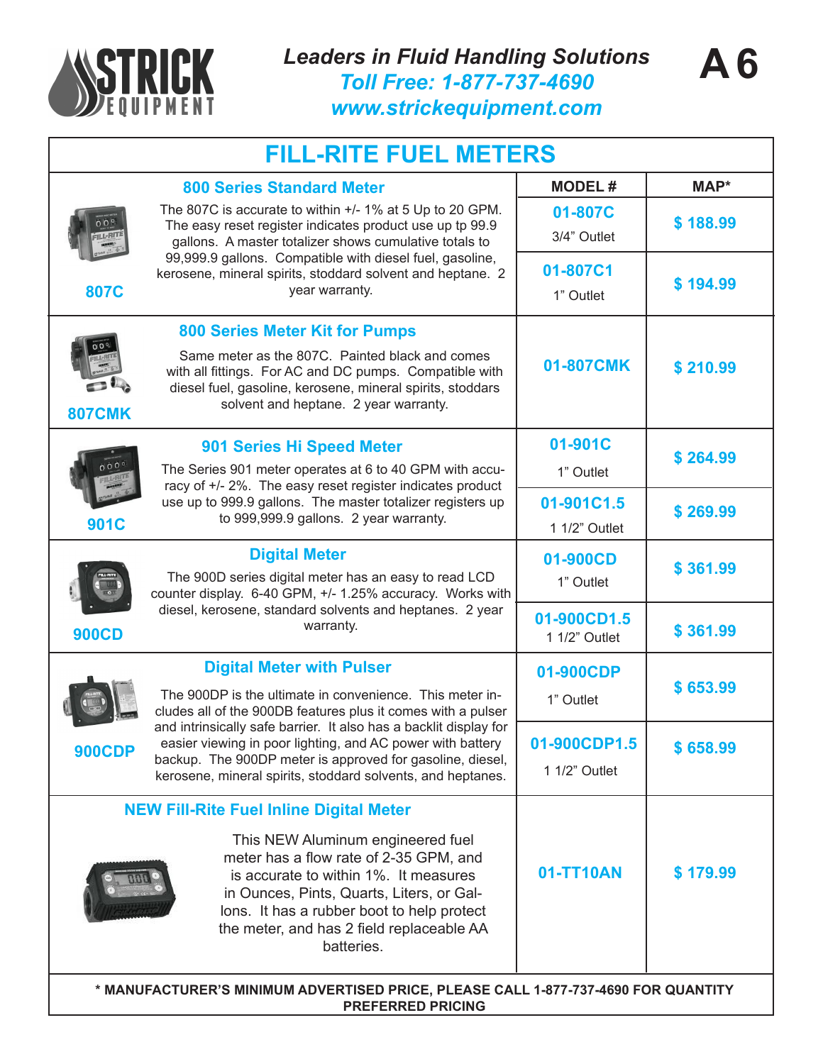Leaders in Fluid Handling Solutions
Toll Free: 1-877-737-4690
www.strickequipment.com

A 6

# FILL-RITE FUEL METERS

| Product | Description | MODEL # | MAP* |
|---|---|---|---|
| 807C | **800 Series Standard Meter**<br>The 807C is accurate to within +/- 1% at 5 Up to 20 GPM. The easy reset register indicates product use up tp 99.9 gallons. A master totalizer shows cumulative totals to 99,999.9 gallons. Compatible with diesel fuel, gasoline, kerosene, mineral spirits, stoddard solvent and heptane. 2 year warranty. | 01-807C<br>3/4" Outlet | $ 188.99 |
| | | 01-807C1<br>1" Outlet | $ 194.99 |
| 807CMK | **800 Series Meter Kit for Pumps**<br>Same meter as the 807C. Painted black and comes with all fittings. For AC and DC pumps. Compatible with diesel fuel, gasoline, kerosene, mineral spirits, stoddars solvent and heptane. 2 year warranty. | 01-807CMK | $ 210.99 |
| 901C | **901 Series Hi Speed Meter**<br>The Series 901 meter operates at 6 to 40 GPM with accuracy of +/- 2%. The easy reset register indicates product use up to 999.9 gallons. The master totalizer registers up to 999,999.9 gallons. 2 year warranty. | 01-901C<br>1" Outlet | $ 264.99 |
| | | 01-901C1.5<br>1 1/2" Outlet | $ 269.99 |
| 900CD | **Digital Meter**<br>The 900D series digital meter has an easy to read LCD counter display. 6-40 GPM, +/- 1.25% accuracy. Works with diesel, kerosene, standard solvents and heptanes. 2 year warranty. | 01-900CD<br>1" Outlet | $ 361.99 |
| | | 01-900CD1.5<br>1 1/2" Outlet | $ 361.99 |
| 900CDP | **Digital Meter with Pulser**<br>The 900DP is the ultimate in convenience. This meter includes all of the 900DB features plus it comes with a pulser and intrinsically safe barrier. It also has a backlit display for easier viewing in poor lighting, and AC power with battery backup. The 900DP meter is approved for gasoline, diesel, kerosene, mineral spirits, stoddard solvents, and heptanes. | 01-900CDP<br>1" Outlet | $ 653.99 |
| | | 01-900CDP1.5<br>1 1/2" Outlet | $ 658.99 |
| | **NEW Fill-Rite Fuel Inline Digital Meter**<br>This NEW Aluminum engineered fuel meter has a flow rate of 2-35 GPM, and is accurate to within 1%. It measures in Ounces, Pints, Quarts, Liters, or Gallons. It has a rubber boot to help protect the meter, and has 2 field replaceable AA batteries. | 01-TT10AN | $ 179.99 |

**\* MANUFACTURER'S MINIMUM ADVERTISED PRICE, PLEASE CALL 1-877-737-4690 FOR QUANTITY PREFERRED PRICING**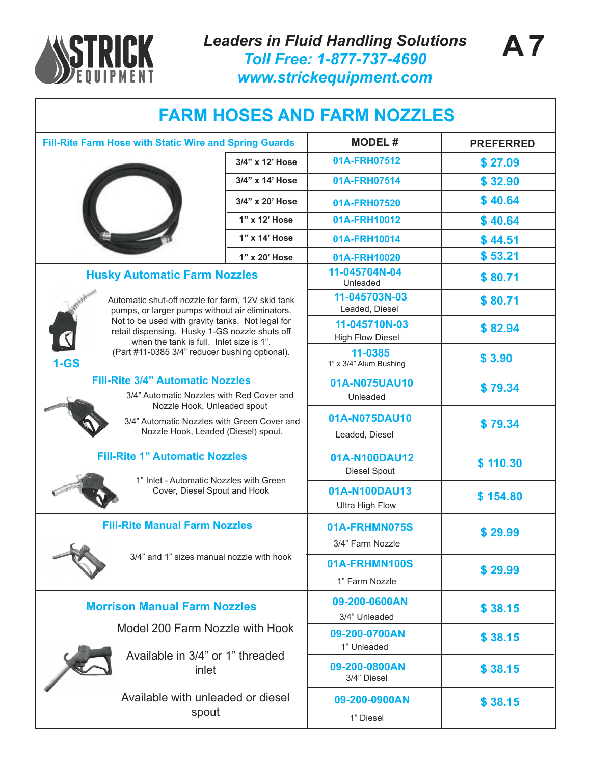**Leaders in Fluid Handling Solutions**
**Toll Free: 1-877-737-4690**
**www.strickequipment.com**

# FARM HOSES AND FARM NOZZLES

## Fill-Rite Farm Hose with Static Wire and Spring Guards

| Description | MODEL # | PREFERRED |
|---|---|---|
| 3/4" x 12' Hose | 01A-FRH07512 | $ 27.09 |
| 3/4" x 14' Hose | 01A-FRH07514 | $ 32.90 |
| 3/4" x 20' Hose | 01A-FRH07520 | $ 40.64 |
| 1" x 12' Hose | 01A-FRH10012 | $ 40.64 |
| 1" x 14' Hose | 01A-FRH10014 | $ 44.51 |
| 1" x 20' Hose | 01A-FRH10020 | $ 53.21 |

## Husky Automatic Farm Nozzles

Automatic shut-off nozzle for farm, 12V skid tank pumps, or larger pumps without air eliminators. Not to be used with gravity tanks. Not legal for retail dispensing. Husky 1-GS nozzle shuts off when the tank is full. Inlet size is 1". (Part #11-0385 3/4" reducer bushing optional).

1-GS

| MODEL # | PREFERRED |
|---|---|
| 11-045704N-04 Unleaded | $ 80.71 |
| 11-045703N-03 Leaded, Diesel | $ 80.71 |
| 11-045710N-03 High Flow Diesel | $ 82.94 |
| 11-0385 1" x 3/4" Alum Bushing | $ 3.90 |

## Fill-Rite 3/4" Automatic Nozzles

3/4" Automatic Nozzles with Red Cover and Nozzle Hook, Unleaded spout

3/4" Automatic Nozzles with Green Cover and Nozzle Hook, Leaded (Diesel) spout.

| MODEL # | PREFERRED |
|---|---|
| 01A-N075UAU10 Unleaded | $ 79.34 |
| 01A-N075DAU10 Leaded, Diesel | $ 79.34 |

## Fill-Rite 1" Automatic Nozzles

1" Inlet - Automatic Nozzles with Green Cover, Diesel Spout and Hook

| MODEL # | PREFERRED |
|---|---|
| 01A-N100DAU12 Diesel Spout | $ 110.30 |
| 01A-N100DAU13 Ultra High Flow | $ 154.80 |

## Fill-Rite Manual Farm Nozzles

3/4" and 1" sizes manual nozzle with hook

| MODEL # | PREFERRED |
|---|---|
| 01A-FRHMN075S 3/4" Farm Nozzle | $ 29.99 |
| 01A-FRHMN100S 1" Farm Nozzle | $ 29.99 |

## Morrison Manual Farm Nozzles

Model 200 Farm Nozzle with Hook

Available in 3/4" or 1" threaded inlet

Available with unleaded or diesel spout

| MODEL # | PREFERRED |
|---|---|
| 09-200-0600AN 3/4" Unleaded | $ 38.15 |
| 09-200-0700AN 1" Unleaded | $ 38.15 |
| 09-200-0800AN 3/4" Diesel | $ 38.15 |
| 09-200-0900AN 1" Diesel | $ 38.15 |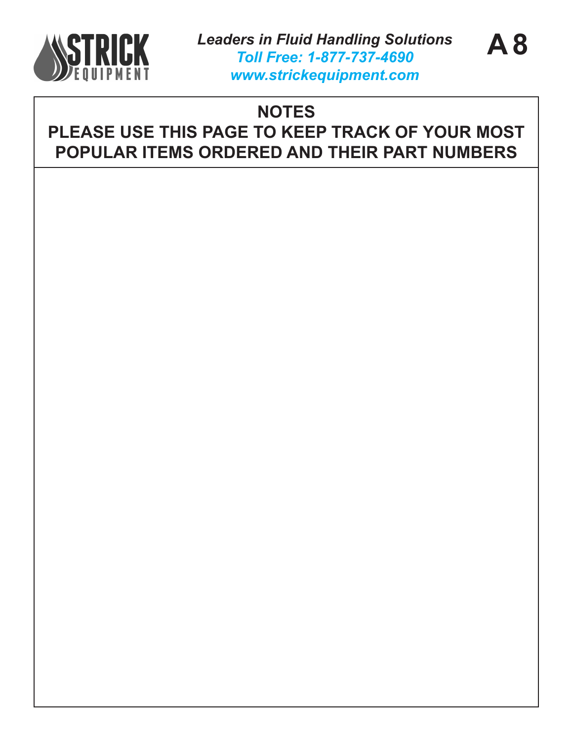# NOTES

## PLEASE USE THIS PAGE TO KEEP TRACK OF YOUR MOST POPULAR ITEMS ORDERED AND THEIR PART NUMBERS